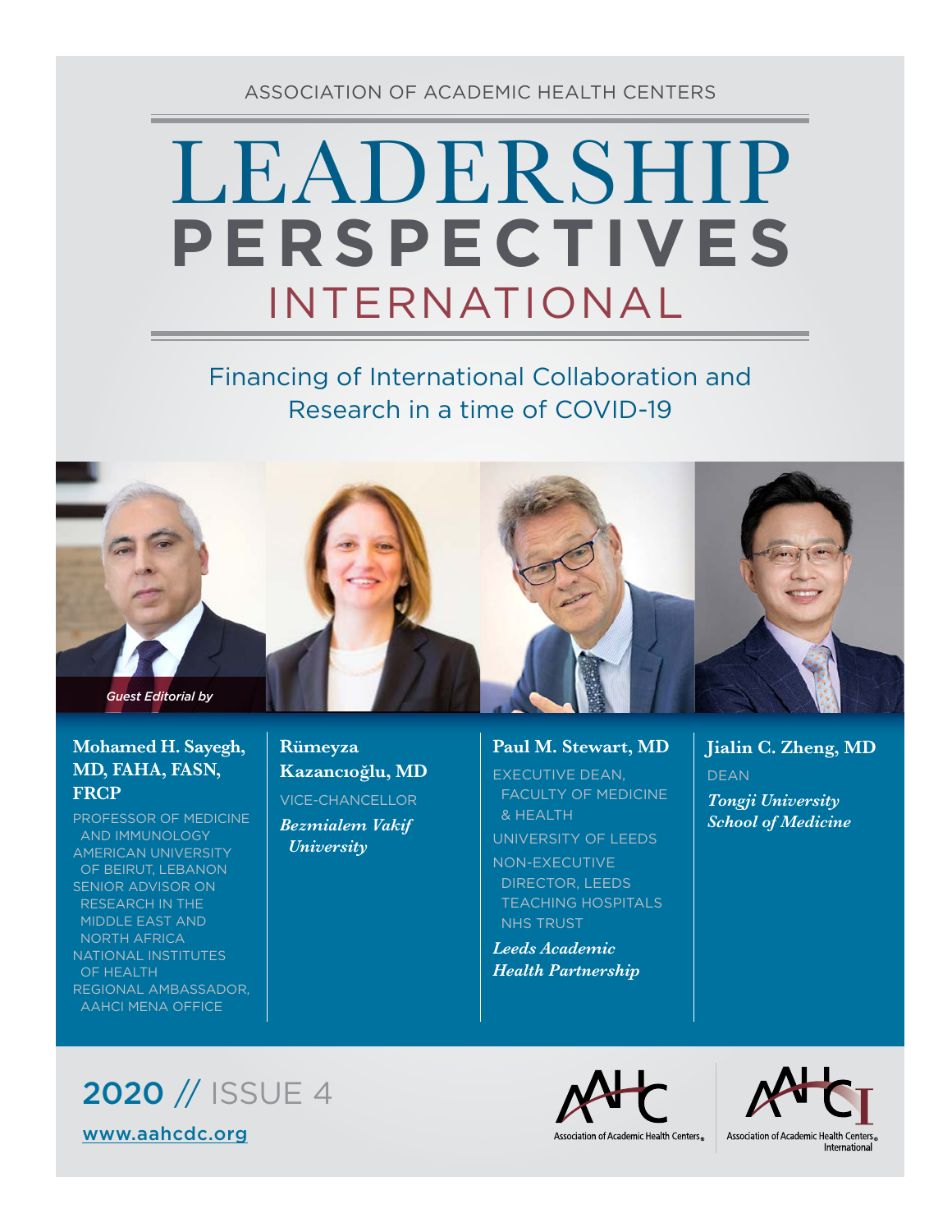ASSOCIATION OF ACADEMIC HEALTH CENTERS

# LEADERSHIP PERSPECTIVES INTERNATIONAL

## Financing of International Collaboration and Research in a time of COVID-19

*Guest Editorial by*

**Mohamed H. Sayegh, MD, FAHA, FASN, FRCP**
PROFESSOR OF MEDICINE AND IMMUNOLOGY
AMERICAN UNIVERSITY OF BEIRUT, LEBANON
SENIOR ADVISOR ON RESEARCH IN THE MIDDLE EAST AND NORTH AFRICA
NATIONAL INSTITUTES OF HEALTH
REGIONAL AMBASSADOR, AAHCI MENA OFFICE

**Rümeyza Kazancıoğlu, MD**
VICE-CHANCELLOR
***Bezmialem Vakif University***

**Paul M. Stewart, MD**
EXECUTIVE DEAN, FACULTY OF MEDICINE & HEALTH
UNIVERSITY OF LEEDS
NON-EXECUTIVE DIRECTOR, LEEDS TEACHING HOSPITALS NHS TRUST
***Leeds Academic Health Partnership***

**Jialin C. Zheng, MD**
DEAN
***Tongji University School of Medicine***

2020 // ISSUE 4

www.aahcdc.org

Association of Academic Health Centers®

Association of Academic Health Centers® International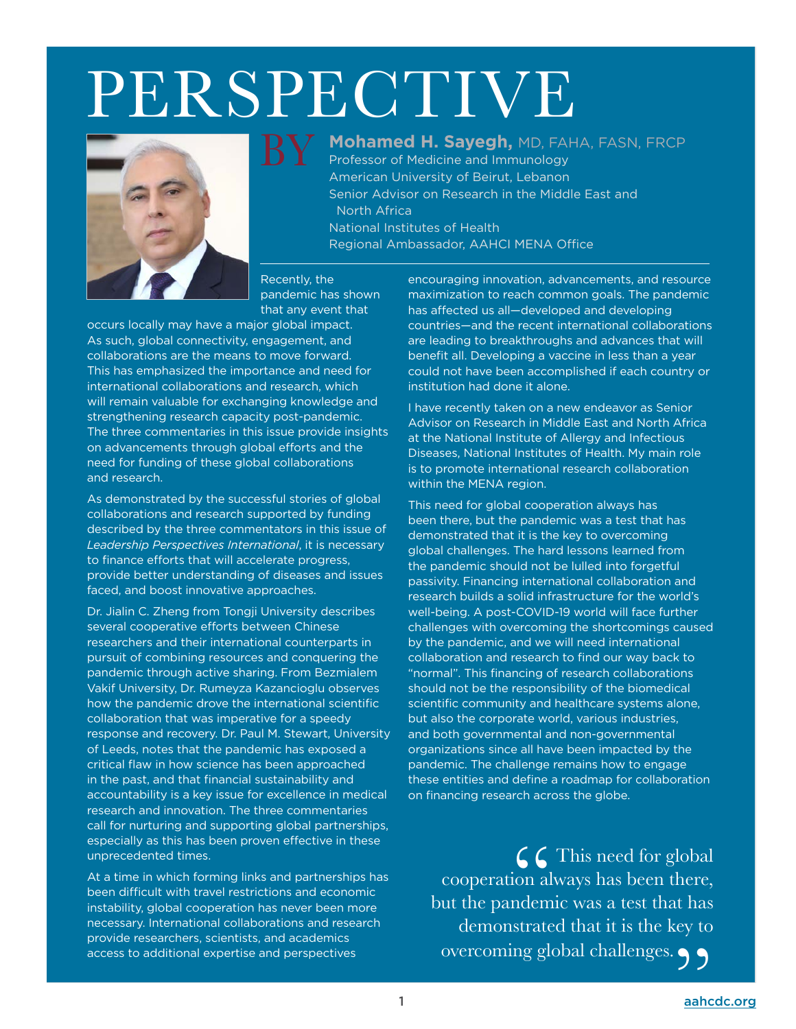# PERSPECTIVE

BY **Mohamed H. Sayegh,** MD, FAHA, FASN, FRCP
Professor of Medicine and Immunology
American University of Beirut, Lebanon
Senior Advisor on Research in the Middle East and North Africa
National Institutes of Health
Regional Ambassador, AAHCI MENA Office

Recently, the pandemic has shown that any event that occurs locally may have a major global impact. As such, global connectivity, engagement, and collaborations are the means to move forward. This has emphasized the importance and need for international collaborations and research, which will remain valuable for exchanging knowledge and strengthening research capacity post-pandemic. The three commentaries in this issue provide insights on advancements through global efforts and the need for funding of these global collaborations and research.

As demonstrated by the successful stories of global collaborations and research supported by funding described by the three commentators in this issue of *Leadership Perspectives International*, it is necessary to finance efforts that will accelerate progress, provide better understanding of diseases and issues faced, and boost innovative approaches.

Dr. Jialin C. Zheng from Tongji University describes several cooperative efforts between Chinese researchers and their international counterparts in pursuit of combining resources and conquering the pandemic through active sharing. From Bezmialem Vakif University, Dr. Rumeyza Kazancioglu observes how the pandemic drove the international scientific collaboration that was imperative for a speedy response and recovery. Dr. Paul M. Stewart, University of Leeds, notes that the pandemic has exposed a critical flaw in how science has been approached in the past, and that financial sustainability and accountability is a key issue for excellence in medical research and innovation. The three commentaries call for nurturing and supporting global partnerships, especially as this has been proven effective in these unprecedented times.

At a time in which forming links and partnerships has been difficult with travel restrictions and economic instability, global cooperation has never been more necessary. International collaborations and research provide researchers, scientists, and academics access to additional expertise and perspectives encouraging innovation, advancements, and resource maximization to reach common goals. The pandemic has affected us all—developed and developing countries—and the recent international collaborations are leading to breakthroughs and advances that will benefit all. Developing a vaccine in less than a year could not have been accomplished if each country or institution had done it alone.

I have recently taken on a new endeavor as Senior Advisor on Research in Middle East and North Africa at the National Institute of Allergy and Infectious Diseases, National Institutes of Health. My main role is to promote international research collaboration within the MENA region.

This need for global cooperation always has been there, but the pandemic was a test that has demonstrated that it is the key to overcoming global challenges. The hard lessons learned from the pandemic should not be lulled into forgetful passivity. Financing international collaboration and research builds a solid infrastructure for the world's well-being. A post-COVID-19 world will face further challenges with overcoming the shortcomings caused by the pandemic, and we will need international collaboration and research to find our way back to "normal". This financing of research collaborations should not be the responsibility of the biomedical scientific community and healthcare systems alone, but also the corporate world, various industries, and both governmental and non-governmental organizations since all have been impacted by the pandemic. The challenge remains how to engage these entities and define a roadmap for collaboration on financing research across the globe.

> "This need for global cooperation always has been there, but the pandemic was a test that has demonstrated that it is the key to overcoming global challenges."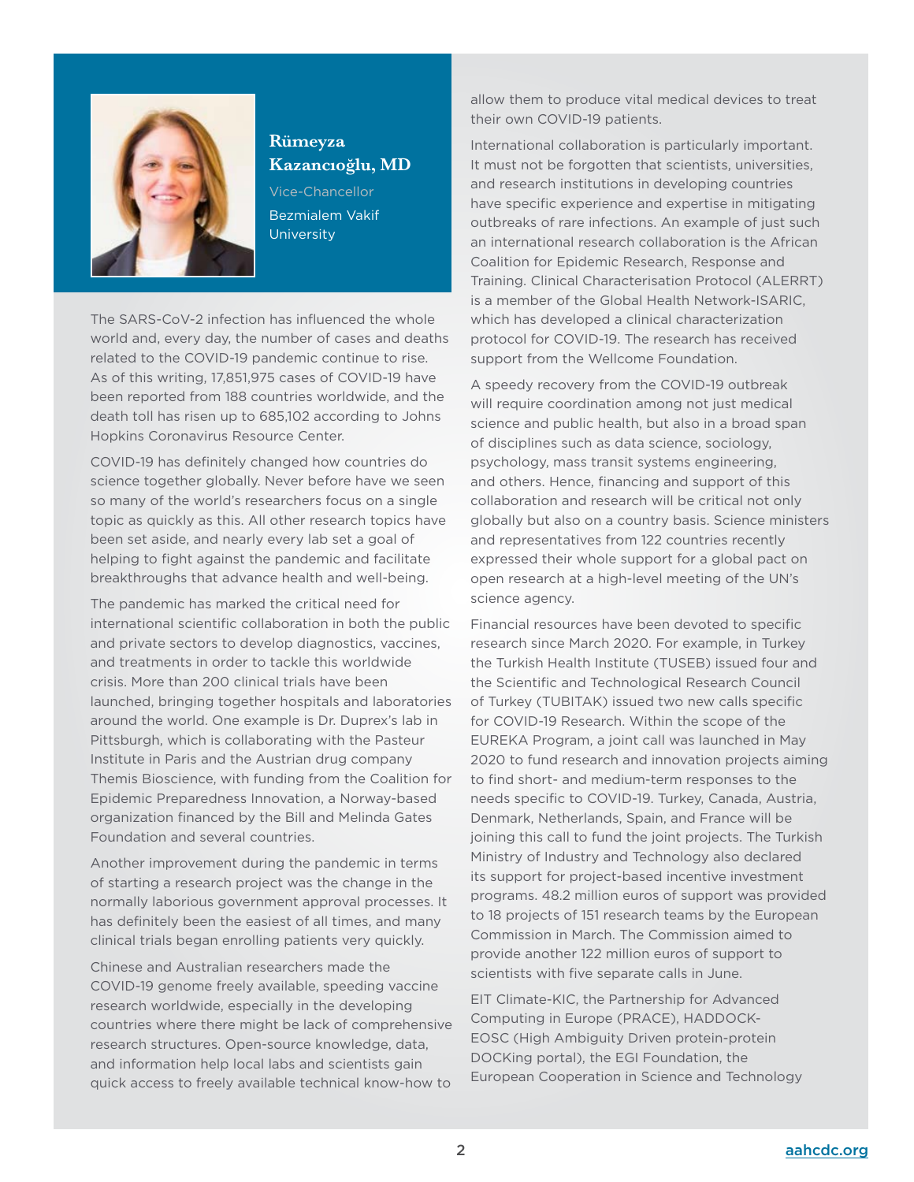## Rümeyza Kazancıoğlu, MD

Vice-Chancellor

Bezmialem Vakif University

The SARS-CoV-2 infection has influenced the whole world and, every day, the number of cases and deaths related to the COVID-19 pandemic continue to rise. As of this writing, 17,851,975 cases of COVID-19 have been reported from 188 countries worldwide, and the death toll has risen up to 685,102 according to Johns Hopkins Coronavirus Resource Center.

COVID-19 has definitely changed how countries do science together globally. Never before have we seen so many of the world's researchers focus on a single topic as quickly as this. All other research topics have been set aside, and nearly every lab set a goal of helping to fight against the pandemic and facilitate breakthroughs that advance health and well-being.

The pandemic has marked the critical need for international scientific collaboration in both the public and private sectors to develop diagnostics, vaccines, and treatments in order to tackle this worldwide crisis. More than 200 clinical trials have been launched, bringing together hospitals and laboratories around the world. One example is Dr. Duprex's lab in Pittsburgh, which is collaborating with the Pasteur Institute in Paris and the Austrian drug company Themis Bioscience, with funding from the Coalition for Epidemic Preparedness Innovation, a Norway-based organization financed by the Bill and Melinda Gates Foundation and several countries.

Another improvement during the pandemic in terms of starting a research project was the change in the normally laborious government approval processes. It has definitely been the easiest of all times, and many clinical trials began enrolling patients very quickly.

Chinese and Australian researchers made the COVID-19 genome freely available, speeding vaccine research worldwide, especially in the developing countries where there might be lack of comprehensive research structures. Open-source knowledge, data, and information help local labs and scientists gain quick access to freely available technical know-how to allow them to produce vital medical devices to treat their own COVID-19 patients.

International collaboration is particularly important. It must not be forgotten that scientists, universities, and research institutions in developing countries have specific experience and expertise in mitigating outbreaks of rare infections. An example of just such an international research collaboration is the African Coalition for Epidemic Research, Response and Training. Clinical Characterisation Protocol (ALERRT) is a member of the Global Health Network-ISARIC, which has developed a clinical characterization protocol for COVID-19. The research has received support from the Wellcome Foundation.

A speedy recovery from the COVID-19 outbreak will require coordination among not just medical science and public health, but also in a broad span of disciplines such as data science, sociology, psychology, mass transit systems engineering, and others. Hence, financing and support of this collaboration and research will be critical not only globally but also on a country basis. Science ministers and representatives from 122 countries recently expressed their whole support for a global pact on open research at a high-level meeting of the UN's science agency.

Financial resources have been devoted to specific research since March 2020. For example, in Turkey the Turkish Health Institute (TUSEB) issued four and the Scientific and Technological Research Council of Turkey (TUBITAK) issued two new calls specific for COVID-19 Research. Within the scope of the EUREKA Program, a joint call was launched in May 2020 to fund research and innovation projects aiming to find short- and medium-term responses to the needs specific to COVID-19. Turkey, Canada, Austria, Denmark, Netherlands, Spain, and France will be joining this call to fund the joint projects. The Turkish Ministry of Industry and Technology also declared its support for project-based incentive investment programs. 48.2 million euros of support was provided to 18 projects of 151 research teams by the European Commission in March. The Commission aimed to provide another 122 million euros of support to scientists with five separate calls in June.

EIT Climate-KIC, the Partnership for Advanced Computing in Europe (PRACE), HADDOCK-EOSC (High Ambiguity Driven protein-protein DOCKing portal), the EGI Foundation, the European Cooperation in Science and Technology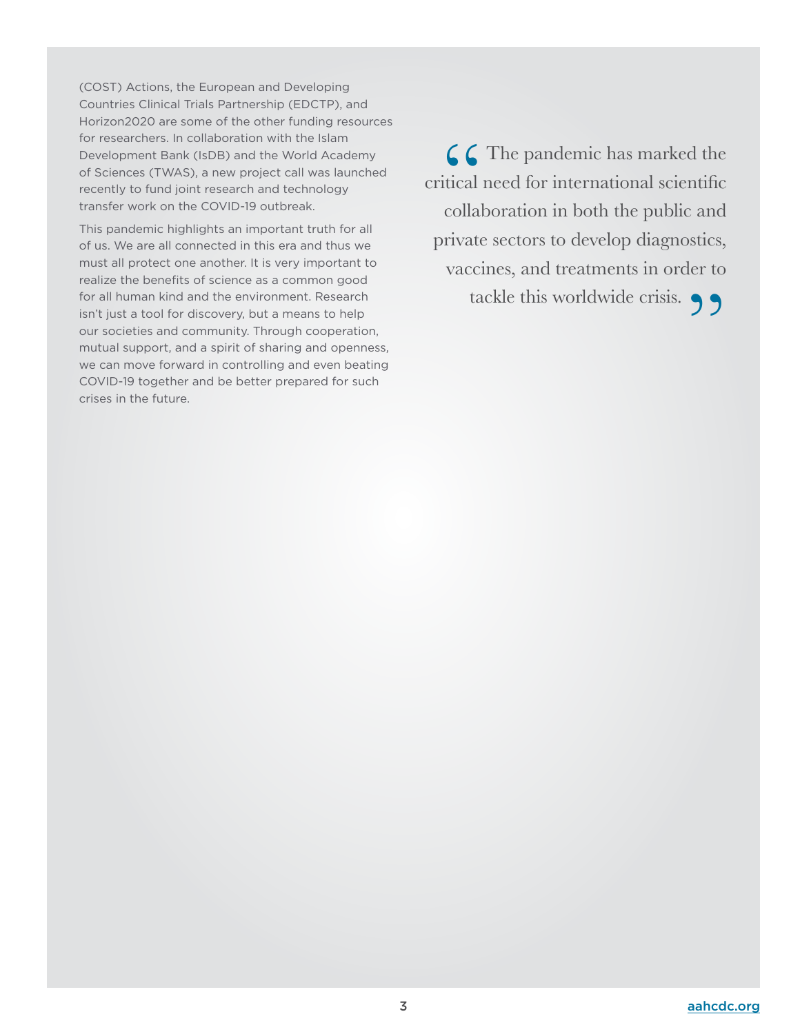(COST) Actions, the European and Developing Countries Clinical Trials Partnership (EDCTP), and Horizon2020 are some of the other funding resources for researchers. In collaboration with the Islam Development Bank (IsDB) and the World Academy of Sciences (TWAS), a new project call was launched recently to fund joint research and technology transfer work on the COVID-19 outbreak.

This pandemic highlights an important truth for all of us. We are all connected in this era and thus we must all protect one another. It is very important to realize the benefits of science as a common good for all human kind and the environment. Research isn't just a tool for discovery, but a means to help our societies and community. Through cooperation, mutual support, and a spirit of sharing and openness, we can move forward in controlling and even beating COVID-19 together and be better prepared for such crises in the future.

> "The pandemic has marked the critical need for international scientific collaboration in both the public and private sectors to develop diagnostics, vaccines, and treatments in order to tackle this worldwide crisis."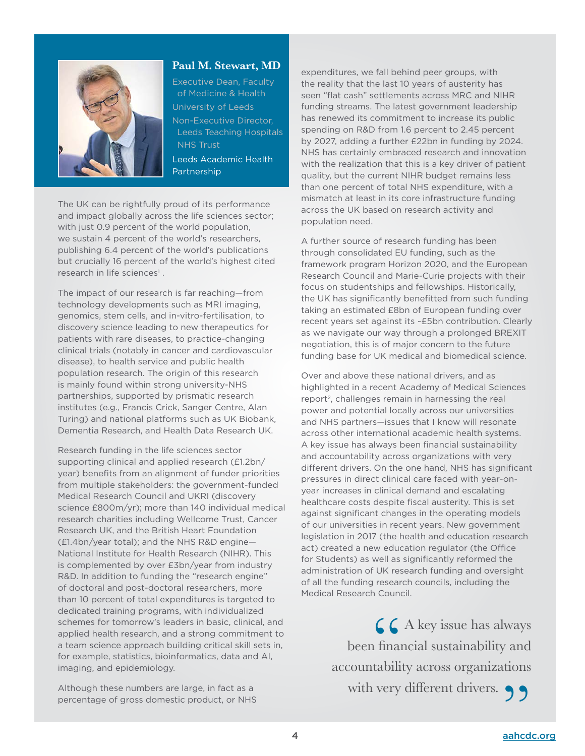## Paul M. Stewart, MD

Executive Dean, Faculty of Medicine & Health

University of Leeds

Non-Executive Director, Leeds Teaching Hospitals NHS Trust

Leeds Academic Health Partnership

The UK can be rightfully proud of its performance and impact globally across the life sciences sector; with just 0.9 percent of the world population, we sustain 4 percent of the world's researchers, publishing 6.4 percent of the world's publications but crucially 16 percent of the world's highest cited research in life sciences[1] .

The impact of our research is far reaching—from technology developments such as MRI imaging, genomics, stem cells, and in-vitro-fertilisation, to discovery science leading to new therapeutics for patients with rare diseases, to practice-changing clinical trials (notably in cancer and cardiovascular disease), to health service and public health population research. The origin of this research is mainly found within strong university-NHS partnerships, supported by prismatic research institutes (e.g., Francis Crick, Sanger Centre, Alan Turing) and national platforms such as UK Biobank, Dementia Research, and Health Data Research UK.

Research funding in the life sciences sector supporting clinical and applied research (£1.2bn/year) benefits from an alignment of funder priorities from multiple stakeholders: the government-funded Medical Research Council and UKRI (discovery science £800m/yr); more than 140 individual medical research charities including Wellcome Trust, Cancer Research UK, and the British Heart Foundation (£1.4bn/year total); and the NHS R&D engine—National Institute for Health Research (NIHR). This is complemented by over £3bn/year from industry R&D. In addition to funding the "research engine" of doctoral and post-doctoral researchers, more than 10 percent of total expenditures is targeted to dedicated training programs, with individualized schemes for tomorrow's leaders in basic, clinical, and applied health research, and a strong commitment to a team science approach building critical skill sets in, for example, statistics, bioinformatics, data and AI, imaging, and epidemiology.

Although these numbers are large, in fact as a percentage of gross domestic product, or NHS expenditures, we fall behind peer groups, with the reality that the last 10 years of austerity has seen "flat cash" settlements across MRC and NIHR funding streams. The latest government leadership has renewed its commitment to increase its public spending on R&D from 1.6 percent to 2.45 percent by 2027, adding a further £22bn in funding by 2024. NHS has certainly embraced research and innovation with the realization that this is a key driver of patient quality, but the current NIHR budget remains less than one percent of total NHS expenditure, with a mismatch at least in its core infrastructure funding across the UK based on research activity and population need.

A further source of research funding has been through consolidated EU funding, such as the framework program Horizon 2020, and the European Research Council and Marie-Curie projects with their focus on studentships and fellowships. Historically, the UK has significantly benefitted from such funding taking an estimated £8bn of European funding over recent years set against its ~£5bn contribution. Clearly as we navigate our way through a prolonged BREXIT negotiation, this is of major concern to the future funding base for UK medical and biomedical science.

Over and above these national drivers, and as highlighted in a recent Academy of Medical Sciences report[2], challenges remain in harnessing the real power and potential locally across our universities and NHS partners—issues that I know will resonate across other international academic health systems. A key issue has always been financial sustainability and accountability across organizations with very different drivers. On the one hand, NHS has significant pressures in direct clinical care faced with year-on-year increases in clinical demand and escalating healthcare costs despite fiscal austerity. This is set against significant changes in the operating models of our universities in recent years. New government legislation in 2017 (the health and education research act) created a new education regulator (the Office for Students) as well as significantly reformed the administration of UK research funding and oversight of all the funding research councils, including the Medical Research Council.

> "A key issue has always been financial sustainability and accountability across organizations with very different drivers."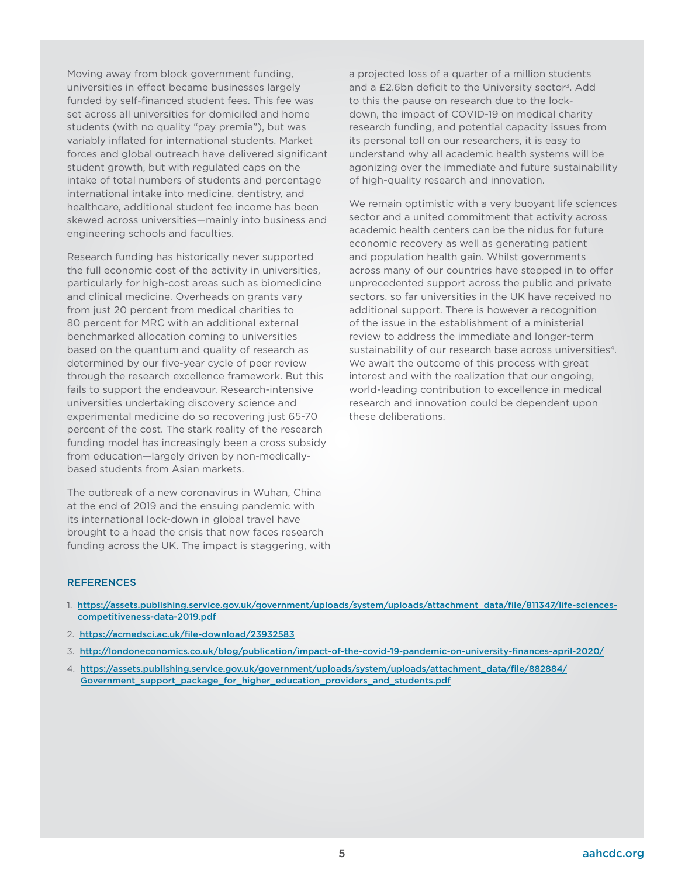Moving away from block government funding, universities in effect became businesses largely funded by self-financed student fees. This fee was set across all universities for domiciled and home students (with no quality "pay premia"), but was variably inflated for international students. Market forces and global outreach have delivered significant student growth, but with regulated caps on the intake of total numbers of students and percentage international intake into medicine, dentistry, and healthcare, additional student fee income has been skewed across universities—mainly into business and engineering schools and faculties.

Research funding has historically never supported the full economic cost of the activity in universities, particularly for high-cost areas such as biomedicine and clinical medicine. Overheads on grants vary from just 20 percent from medical charities to 80 percent for MRC with an additional external benchmarked allocation coming to universities based on the quantum and quality of research as determined by our five-year cycle of peer review through the research excellence framework. But this fails to support the endeavour. Research-intensive universities undertaking discovery science and experimental medicine do so recovering just 65-70 percent of the cost. The stark reality of the research funding model has increasingly been a cross subsidy from education—largely driven by non-medically-based students from Asian markets.

The outbreak of a new coronavirus in Wuhan, China at the end of 2019 and the ensuing pandemic with its international lock-down in global travel have brought to a head the crisis that now faces research funding across the UK. The impact is staggering, with a projected loss of a quarter of a million students and a £2.6bn deficit to the University sector[3]. Add to this the pause on research due to the lock-down, the impact of COVID-19 on medical charity research funding, and potential capacity issues from its personal toll on our researchers, it is easy to understand why all academic health systems will be agonizing over the immediate and future sustainability of high-quality research and innovation.

We remain optimistic with a very buoyant life sciences sector and a united commitment that activity across academic health centers can be the nidus for future economic recovery as well as generating patient and population health gain. Whilst governments across many of our countries have stepped in to offer unprecedented support across the public and private sectors, so far universities in the UK have received no additional support. There is however a recognition of the issue in the establishment of a ministerial review to address the immediate and longer-term sustainability of our research base across universities[4]. We await the outcome of this process with great interest and with the realization that our ongoing, world-leading contribution to excellence in medical research and innovation could be dependent upon these deliberations.

## REFERENCES

1. https://assets.publishing.service.gov.uk/government/uploads/system/uploads/attachment_data/file/811347/life-sciences-competitiveness-data-2019.pdf
2. https://acmedsci.ac.uk/file-download/23932583
3. http://londoneconomics.co.uk/blog/publication/impact-of-the-covid-19-pandemic-on-university-finances-april-2020/
4. https://assets.publishing.service.gov.uk/government/uploads/system/uploads/attachment_data/file/882884/Government_support_package_for_higher_education_providers_and_students.pdf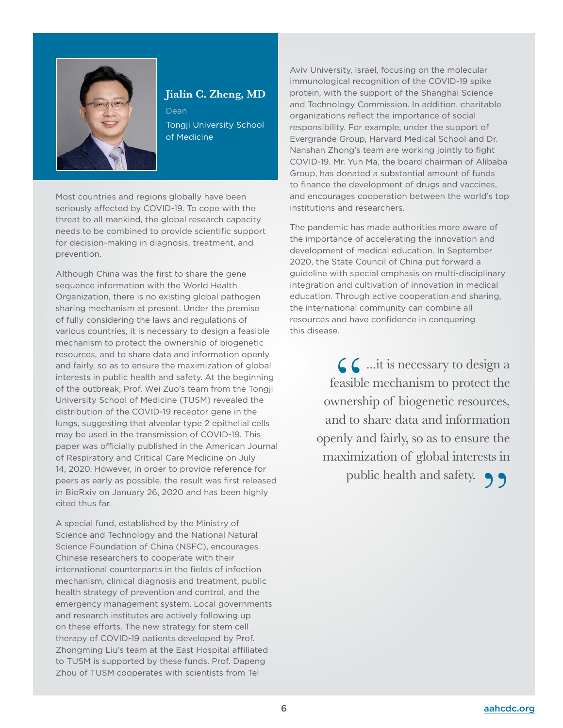## Jialin C. Zheng, MD

Dean

Tongji University School of Medicine

Most countries and regions globally have been seriously affected by COVID-19. To cope with the threat to all mankind, the global research capacity needs to be combined to provide scientific support for decision-making in diagnosis, treatment, and prevention.

Although China was the first to share the gene sequence information with the World Health Organization, there is no existing global pathogen sharing mechanism at present. Under the premise of fully considering the laws and regulations of various countries, it is necessary to design a feasible mechanism to protect the ownership of biogenetic resources, and to share data and information openly and fairly, so as to ensure the maximization of global interests in public health and safety. At the beginning of the outbreak, Prof. Wei Zuo's team from the Tongji University School of Medicine (TUSM) revealed the distribution of the COVID-19 receptor gene in the lungs, suggesting that alveolar type 2 epithelial cells may be used in the transmission of COVID-19. This paper was officially published in the American Journal of Respiratory and Critical Care Medicine on July 14, 2020. However, in order to provide reference for peers as early as possible, the result was first released in BioRxiv on January 26, 2020 and has been highly cited thus far.

A special fund, established by the Ministry of Science and Technology and the National Natural Science Foundation of China (NSFC), encourages Chinese researchers to cooperate with their international counterparts in the fields of infection mechanism, clinical diagnosis and treatment, public health strategy of prevention and control, and the emergency management system. Local governments and research institutes are actively following up on these efforts. The new strategy for stem cell therapy of COVID-19 patients developed by Prof. Zhongming Liu's team at the East Hospital affiliated to TUSM is supported by these funds. Prof. Dapeng Zhou of TUSM cooperates with scientists from Tel Aviv University, Israel, focusing on the molecular immunological recognition of the COVID-19 spike protein, with the support of the Shanghai Science and Technology Commission. In addition, charitable organizations reflect the importance of social responsibility. For example, under the support of Evergrande Group, Harvard Medical School and Dr. Nanshan Zhong's team are working jointly to fight COVID-19. Mr. Yun Ma, the board chairman of Alibaba Group, has donated a substantial amount of funds to finance the development of drugs and vaccines, and encourages cooperation between the world's top institutions and researchers.

The pandemic has made authorities more aware of the importance of accelerating the innovation and development of medical education. In September 2020, the State Council of China put forward a guideline with special emphasis on multi-disciplinary integration and cultivation of innovation in medical education. Through active cooperation and sharing, the international community can combine all resources and have confidence in conquering this disease.

> "...it is necessary to design a feasible mechanism to protect the ownership of biogenetic resources, and to share data and information openly and fairly, so as to ensure the maximization of global interests in public health and safety."